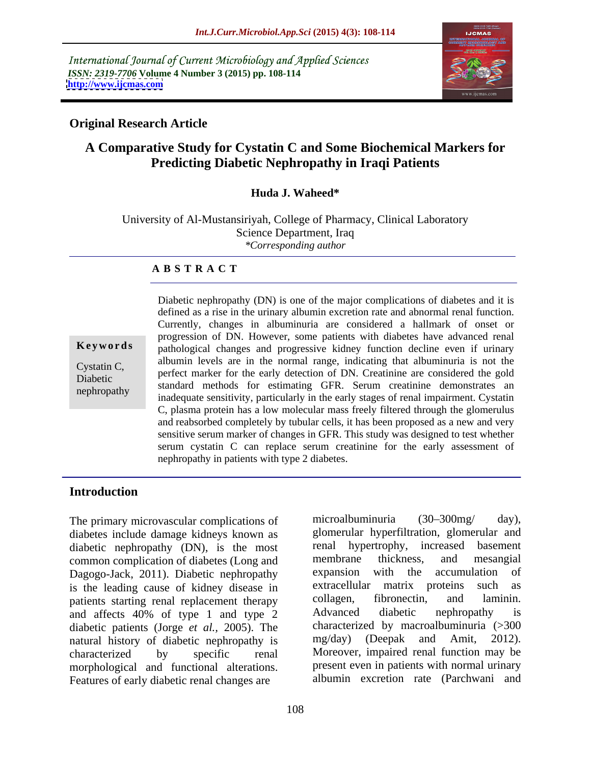International Journal of Current Microbiology and Applied Sciences
*ISSN: 2319-7706* **Volume 4 Number 3 (2015) pp. 108-114**
**http://www.ijcmas.com**

**Original Research Article**

# A Comparative Study for Cystatin C and Some Biochemical Markers for Predicting Diabetic Nephropathy in Iraqi Patients

**Huda J. Waheed***

University of Al-Mustansiriyah, College of Pharmacy, Clinical Laboratory Science Department, Iraq
*\*Corresponding author*

## A B S T R A C T

**Keywords**

Cystatin C, Diabetic nephropathy

Diabetic nephropathy (DN) is one of the major complications of diabetes and it is defined as a rise in the urinary albumin excretion rate and abnormal renal function. Currently, changes in albuminuria are considered a hallmark of onset or progression of DN. However, some patients with diabetes have advanced renal pathological changes and progressive kidney function decline even if urinary albumin levels are in the normal range, indicating that albuminuria is not the perfect marker for the early detection of DN. Creatinine are considered the gold standard methods for estimating GFR. Serum creatinine demonstrates an inadequate sensitivity, particularly in the early stages of renal impairment. Cystatin C, plasma protein has a low molecular mass freely filtered through the glomerulus and reabsorbed completely by tubular cells, it has been proposed as a new and very sensitive serum marker of changes in GFR. This study was designed to test whether serum cystatin C can replace serum creatinine for the early assessment of nephropathy in patients with type 2 diabetes.

## Introduction

The primary microvascular complications of diabetes include damage kidneys known as diabetic nephropathy (DN), is the most common complication of diabetes (Long and Dagogo-Jack, 2011). Diabetic nephropathy is the leading cause of kidney disease in patients starting renal replacement therapy and affects 40% of type 1 and type 2 diabetic patients (Jorge *et al.*, 2005). The natural history of diabetic nephropathy is characterized by specific renal morphological and functional alterations. Features of early diabetic renal changes are microalbuminuria (30–300mg/ day), glomerular hyperfiltration, glomerular and renal hypertrophy, increased basement membrane thickness, and mesangial expansion with the accumulation of extracellular matrix proteins such as collagen, fibronectin, and laminin. Advanced diabetic nephropathy is characterized by macroalbuminuria (>300 mg/day) (Deepak and Amit, 2012). Moreover, impaired renal function may be present even in patients with normal urinary albumin excretion rate (Parchwani and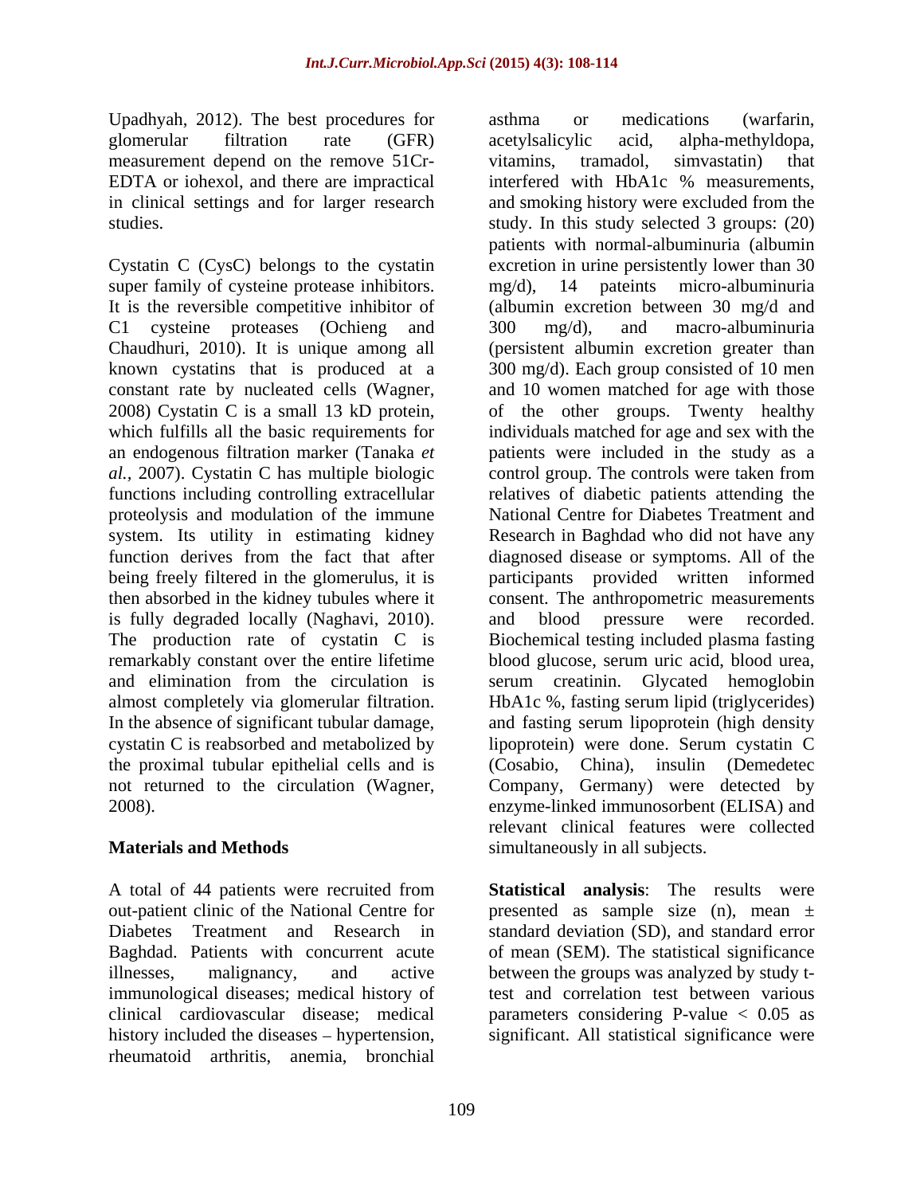Upadhyah, 2012). The best procedures for glomerular filtration rate (GFR) measurement depend on the remove 51Cr-EDTA or iohexol, and there are impractical in clinical settings and for larger research studies.

Cystatin C (CysC) belongs to the cystatin super family of cysteine protease inhibitors. It is the reversible competitive inhibitor of C1 cysteine proteases (Ochieng and Chaudhuri, 2010). It is unique among all known cystatins that is produced at a constant rate by nucleated cells (Wagner, 2008) Cystatin C is a small 13 kD protein, which fulfills all the basic requirements for an endogenous filtration marker (Tanaka *et al.*, 2007). Cystatin C has multiple biologic functions including controlling extracellular proteolysis and modulation of the immune system. Its utility in estimating kidney function derives from the fact that after being freely filtered in the glomerulus, it is then absorbed in the kidney tubules where it is fully degraded locally (Naghavi, 2010). The production rate of cystatin C is remarkably constant over the entire lifetime and elimination from the circulation is almost completely via glomerular filtration. In the absence of significant tubular damage, cystatin C is reabsorbed and metabolized by the proximal tubular epithelial cells and is not returned to the circulation (Wagner, 2008).

## Materials and Methods

A total of 44 patients were recruited from out-patient clinic of the National Centre for Diabetes Treatment and Research in Baghdad. Patients with concurrent acute illnesses, malignancy, and active immunological diseases; medical history of clinical cardiovascular disease; medical history included the diseases – hypertension, rheumatoid arthritis, anemia, bronchial asthma or medications (warfarin, acetylsalicylic acid, alpha-methyldopa, vitamins, tramadol, simvastatin) that interfered with HbA1c % measurements, and smoking history were excluded from the study. In this study selected 3 groups: (20) patients with normal-albuminuria (albumin excretion in urine persistently lower than 30 mg/d), 14 pateints micro-albuminuria (albumin excretion between 30 mg/d and 300 mg/d), and macro-albuminuria (persistent albumin excretion greater than 300 mg/d). Each group consisted of 10 men and 10 women matched for age with those of the other groups. Twenty healthy individuals matched for age and sex with the patients were included in the study as a control group. The controls were taken from relatives of diabetic patients attending the National Centre for Diabetes Treatment and Research in Baghdad who did not have any diagnosed disease or symptoms. All of the participants provided written informed consent. The anthropometric measurements and blood pressure were recorded. Biochemical testing included plasma fasting blood glucose, serum uric acid, blood urea, serum creatinin. Glycated hemoglobin HbA1c %, fasting serum lipid (triglycerides) and fasting serum lipoprotein (high density lipoprotein) were done. Serum cystatin C (Cosabio, China), insulin (Demedetec Company, Germany) were detected by enzyme-linked immunosorbent (ELISA) and relevant clinical features were collected simultaneously in all subjects.

**Statistical analysis**: The results were presented as sample size (n), mean ± standard deviation (SD), and standard error of mean (SEM). The statistical significance between the groups was analyzed by study t-test and correlation test between various parameters considering P-value < 0.05 as significant. All statistical significance were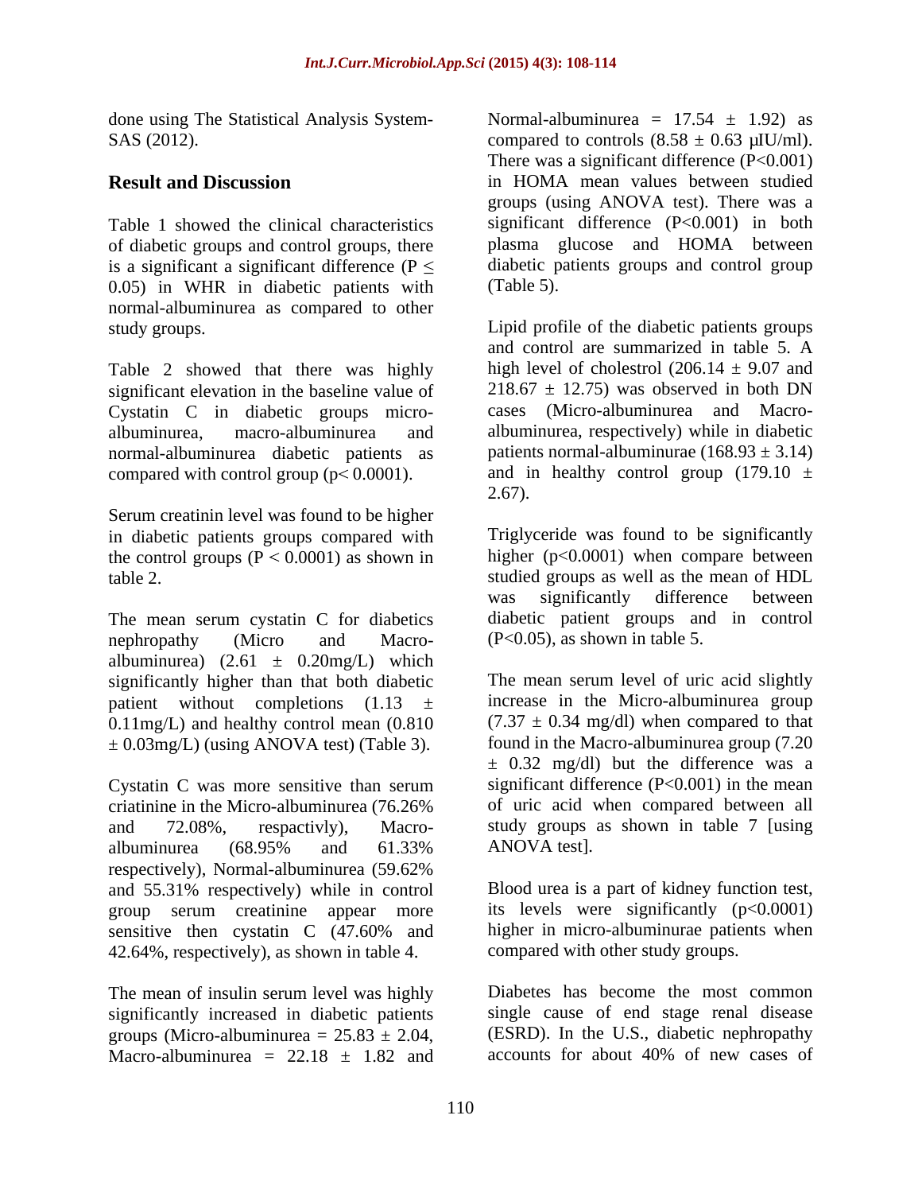done using The Statistical Analysis System- SAS (2012).

## Result and Discussion

Table 1 showed the clinical characteristics of diabetic groups and control groups, there is a significant a significant difference ($P \leq 0.05$) in WHR in diabetic patients with normal-albuminurea as compared to other study groups.

Table 2 showed that there was highly significant elevation in the baseline value of Cystatin C in diabetic groups micro-albuminurea, macro-albuminurea and normal-albuminurea diabetic patients as compared with control group ($p < 0.0001$).

Serum creatinin level was found to be higher in diabetic patients groups compared with the control groups ($P < 0.0001$) as shown in table 2.

The mean serum cystatin C for diabetics nephropathy (Micro and Macro-albuminurea) ($2.61 \pm 0.20$mg/L) which significantly higher than that both diabetic patient without completions ($1.13 \pm 0.11$mg/L) and healthy control mean ($0.810 \pm 0.03$mg/L) (using ANOVA test) (Table 3).

Cystatin C was more sensitive than serum criatinine in the Micro-albuminurea (76.26% and 72.08%, respactivly), Macro-albuminurea (68.95% and 61.33% respectively), Normal-albuminurea (59.62% and 55.31% respectively) while in control group serum creatinine appear more sensitive then cystatin C (47.60% and 42.64%, respectively), as shown in table 4.

The mean of insulin serum level was highly significantly increased in diabetic patients groups (Micro-albuminurea = $25.83 \pm 2.04$, Macro-albuminurea = $22.18 \pm 1.82$ and Normal-albuminurea = $17.54 \pm 1.92$) as compared to controls ($8.58 \pm 0.63$ μIU/ml). There was a significant difference ($P<0.001$) in HOMA mean values between studied groups (using ANOVA test). There was a significant difference ($P<0.001$) in both plasma glucose and HOMA between diabetic patients groups and control group (Table 5).

Lipid profile of the diabetic patients groups and control are summarized in table 5. A high level of cholestrol ($206.14 \pm 9.07$ and $218.67 \pm 12.75$) was observed in both DN cases (Micro-albuminurea and Macro-albuminurea, respectively) while in diabetic patients normal-albuminurae ($168.93 \pm 3.14$) and in healthy control group ($179.10 \pm 2.67$).

Triglyceride was found to be significantly higher ($p<0.0001$) when compare between studied groups as well as the mean of HDL was significantly difference between diabetic patient groups and in control ($P<0.05$), as shown in table 5.

The mean serum level of uric acid slightly increase in the Micro-albuminurea group ($7.37 \pm 0.34$ mg/dl) when compared to that found in the Macro-albuminurea group ($7.20 \pm 0.32$ mg/dl) but the difference was a significant difference ($P<0.001$) in the mean of uric acid when compared between all study groups as shown in table 7 [using ANOVA test].

Blood urea is a part of kidney function test, its levels were significantly ($p<0.0001$) higher in micro-albuminurae patients when compared with other study groups.

Diabetes has become the most common single cause of end stage renal disease (ESRD). In the U.S., diabetic nephropathy accounts for about 40% of new cases of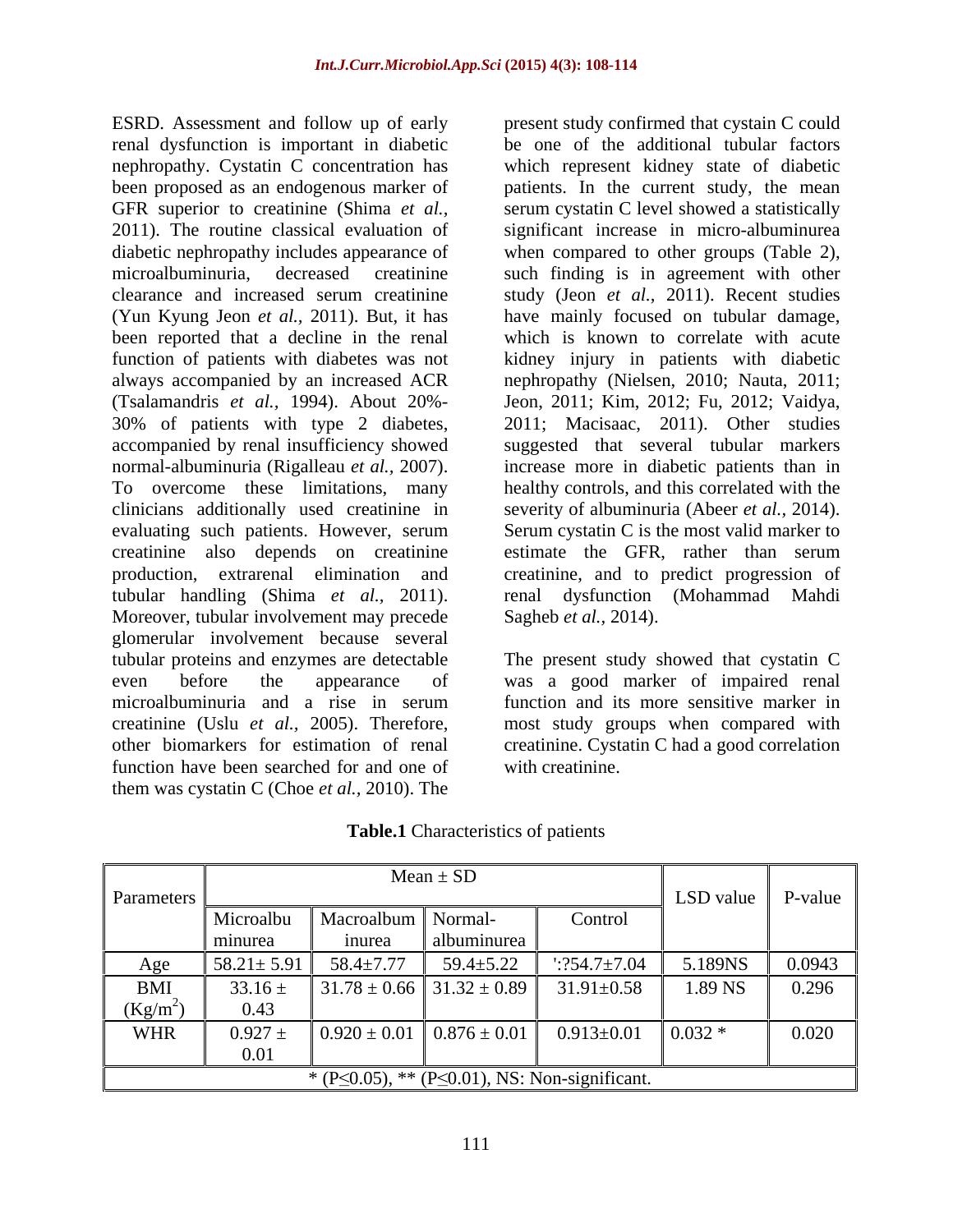ESRD. Assessment and follow up of early renal dysfunction is important in diabetic nephropathy. Cystatin C concentration has been proposed as an endogenous marker of GFR superior to creatinine (Shima *et al.*, 2011). The routine classical evaluation of diabetic nephropathy includes appearance of microalbuminuria, decreased creatinine clearance and increased serum creatinine (Yun Kyung Jeon *et al.,* 2011). But, it has been reported that a decline in the renal function of patients with diabetes was not always accompanied by an increased ACR (Tsalamandris *et al.,* 1994). About 20%-30% of patients with type 2 diabetes, accompanied by renal insufficiency showed normal-albuminuria (Rigalleau *et al.,* 2007). To overcome these limitations, many clinicians additionally used creatinine in evaluating such patients. However, serum creatinine also depends on creatinine production, extrarenal elimination and tubular handling (Shima *et al.*, 2011). Moreover, tubular involvement may precede glomerular involvement because several tubular proteins and enzymes are detectable even before the appearance of microalbuminuria and a rise in serum creatinine (Uslu *et al.*, 2005). Therefore, other biomarkers for estimation of renal function have been searched for and one of them was cystatin C (Choe *et al.,* 2010). The present study confirmed that cystain C could be one of the additional tubular factors which represent kidney state of diabetic patients. In the current study, the mean serum cystatin C level showed a statistically significant increase in micro-albuminurea when compared to other groups (Table 2), such finding is in agreement with other study (Jeon *et al.*, 2011). Recent studies have mainly focused on tubular damage, which is known to correlate with acute kidney injury in patients with diabetic nephropathy (Nielsen, 2010; Nauta, 2011; Jeon, 2011; Kim, 2012; Fu, 2012; Vaidya, 2011; Macisaac, 2011). Other studies suggested that several tubular markers increase more in diabetic patients than in healthy controls, and this correlated with the severity of albuminuria (Abeer *et al.*, 2014). Serum cystatin C is the most valid marker to estimate the GFR, rather than serum creatinine, and to predict progression of renal dysfunction (Mohammad Mahdi Sagheb *et al.*, 2014).

The present study showed that cystatin C was a good marker of impaired renal function and its more sensitive marker in most study groups when compared with creatinine. Cystatin C had a good correlation with creatinine.

**Table.1** Characteristics of patients

| Parameters | Mean ± SD | | | | LSD value | P-value |
|---|---|---|---|---|---|---|
| | Microalbuminurea | Macroalbuminurea | Normal-albuminurea | Control | | |
| Age | 58.21± 5.91 | 58.4±7.77 | 59.4±5.22 | ':?54.7±7.04 | 5.189NS | 0.0943 |
| BMI ($Kg/m^2$) | 33.16 ± 0.43 | 31.78 ± 0.66 | 31.32 ± 0.89 | 31.91±0.58 | 1.89 NS | 0.296 |
| WHR | 0.927 ± 0.01 | 0.920 ± 0.01 | 0.876 ± 0.01 | 0.913±0.01 | 0.032 * | 0.020 |
| * (P≤0.05), ** (P≤0.01), NS: Non-significant. | | | | | | |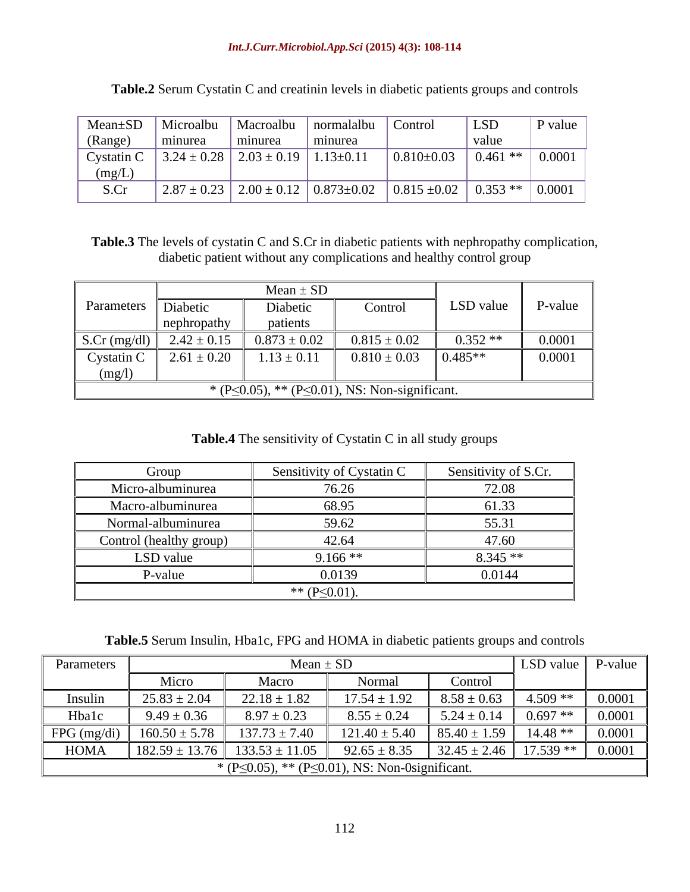**Table.2** Serum Cystatin C and creatinin levels in diabetic patients groups and controls

| Mean±SD (Range) | Microalbu minurea | Macroalbu minurea | normalalbu minurea | Control | LSD value | P value |
|---|---|---|---|---|---|---|
| Cystatin C (mg/L) | 3.24 ± 0.28 | 2.03 ± 0.19 | 1.13±0.11 | 0.810±0.03 | 0.461 ** | 0.0001 |
| S.Cr | 2.87 ± 0.23 | 2.00 ± 0.12 | 0.873±0.02 | 0.815 ±0.02 | 0.353 ** | 0.0001 |

**Table.3** The levels of cystatin C and S.Cr in diabetic patients with nephropathy complication, diabetic patient without any complications and healthy control group

| Parameters | Mean ± SD | | | LSD value | P-value |
|---|---|---|---|---|---|
| | Diabetic nephropathy | Diabetic patients | Control | | |
| S.Cr (mg/dl) | 2.42 ± 0.15 | 0.873 ± 0.02 | 0.815 ± 0.02 | 0.352 ** | 0.0001 |
| Cystatin C (mg/l) | 2.61 ± 0.20 | 1.13 ± 0.11 | 0.810 ± 0.03 | 0.485** | 0.0001 |
| * (P≤0.05), ** (P≤0.01), NS: Non-significant. | | | | | |

**Table.4** The sensitivity of Cystatin C in all study groups

| Group | Sensitivity of Cystatin C | Sensitivity of S.Cr. |
|---|---|---|
| Micro-albuminurea | 76.26 | 72.08 |
| Macro-albuminurea | 68.95 | 61.33 |
| Normal-albuminurea | 59.62 | 55.31 |
| Control (healthy group) | 42.64 | 47.60 |
| LSD value | 9.166 ** | 8.345 ** |
| P-value | 0.0139 | 0.0144 |
| ** (P≤0.01). | | |

**Table.5** Serum Insulin, Hba1c, FPG and HOMA in diabetic patients groups and controls

| Parameters | Mean ± SD | | | | LSD value | P-value |
|---|---|---|---|---|---|---|
| | Micro | Macro | Normal | Control | | |
| Insulin | 25.83 ± 2.04 | 22.18 ± 1.82 | 17.54 ± 1.92 | 8.58 ± 0.63 | 4.509 ** | 0.0001 |
| Hba1c | 9.49 ± 0.36 | 8.97 ± 0.23 | 8.55 ± 0.24 | 5.24 ± 0.14 | 0.697 ** | 0.0001 |
| FPG (mg/di) | 160.50 ± 5.78 | 137.73 ± 7.40 | 121.40 ± 5.40 | 85.40 ± 1.59 | 14.48 ** | 0.0001 |
| HOMA | 182.59 ± 13.76 | 133.53 ± 11.05 | 92.65 ± 8.35 | 32.45 ± 2.46 | 17.539 ** | 0.0001 |
| * (P≤0.05), ** (P≤0.01), NS: Non-0significant. | | | | | | |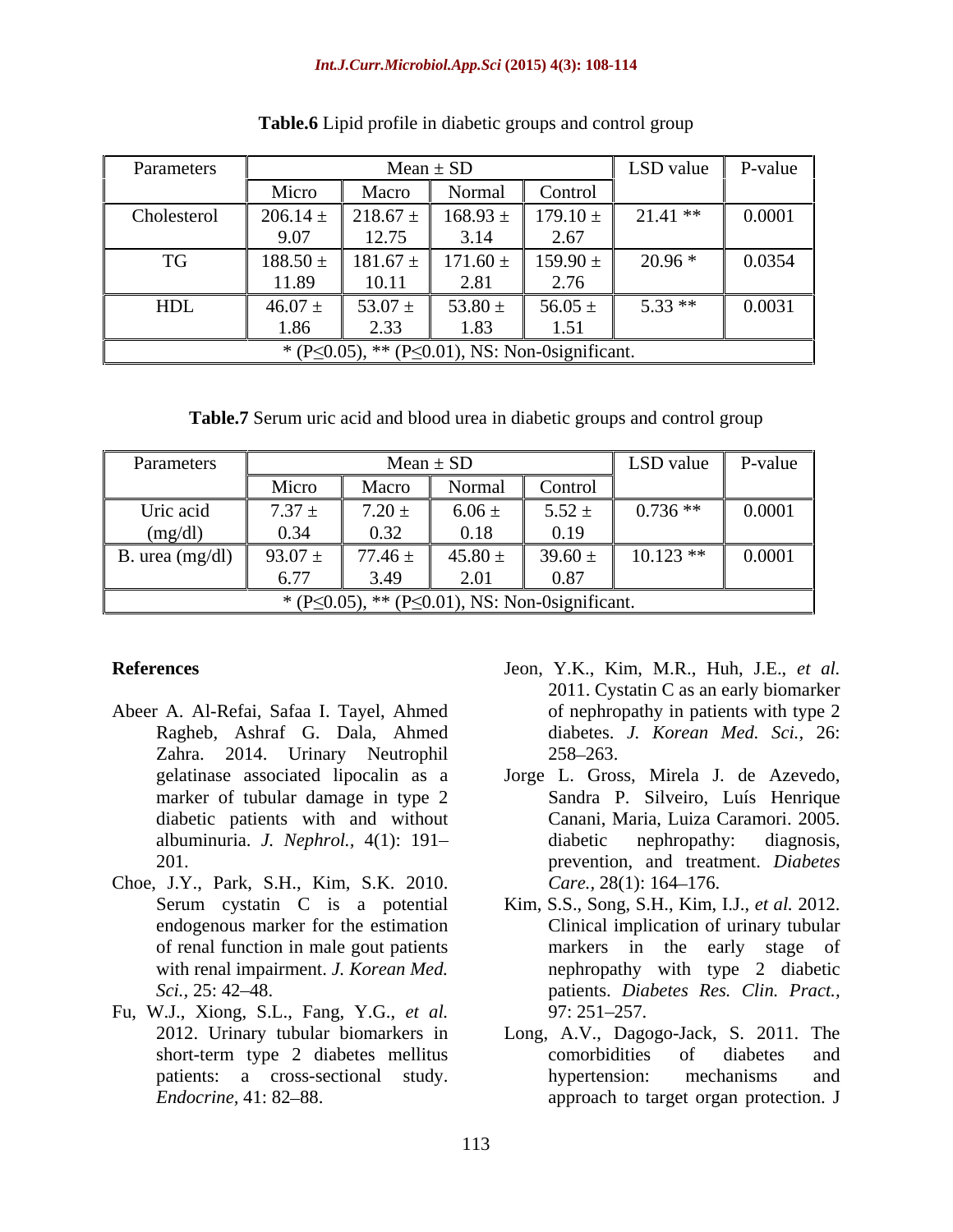**Table.6** Lipid profile in diabetic groups and control group

| Parameters | Mean ± SD | | | | LSD value | P-value |
|---|---|---|---|---|---|---|
| | Micro | Macro | Normal | Control | | |
| Cholesterol | 206.14 ± 9.07 | 218.67 ± 12.75 | 168.93 ± 3.14 | 179.10 ± 2.67 | 21.41 ** | 0.0001 |
| TG | 188.50 ± 11.89 | 181.67 ± 10.11 | 171.60 ± 2.81 | 159.90 ± 2.76 | 20.96 * | 0.0354 |
| HDL | 46.07 ± 1.86 | 53.07 ± 2.33 | 53.80 ± 1.83 | 56.05 ± 1.51 | 5.33 ** | 0.0031 |
| * (P≤0.05), ** (P≤0.01), NS: Non-0significant. | | | | | | |

**Table.7** Serum uric acid and blood urea in diabetic groups and control group

| Parameters | Mean ± SD | | | | LSD value | P-value |
|---|---|---|---|---|---|---|
| | Micro | Macro | Normal | Control | | |
| Uric acid (mg/dl) | 7.37 ± 0.34 | 7.20 ± 0.32 | 6.06 ± 0.18 | 5.52 ± 0.19 | 0.736 ** | 0.0001 |
| B. urea (mg/dl) | 93.07 ± 6.77 | 77.46 ± 3.49 | 45.80 ± 2.01 | 39.60 ± 0.87 | 10.123 ** | 0.0001 |
| * (P≤0.05), ** (P≤0.01), NS: Non-0significant. | | | | | | |

## References

Abeer A. Al-Refai, Safaa I. Tayel, Ahmed Ragheb, Ashraf G. Dala, Ahmed Zahra. 2014. Urinary Neutrophil gelatinase associated lipocalin as a marker of tubular damage in type 2 diabetic patients with and without albuminuria. *J. Nephrol.,* 4(1): 191–201.

Choe, J.Y., Park, S.H., Kim, S.K. 2010. Serum cystatin C is a potential endogenous marker for the estimation of renal function in male gout patients with renal impairment. *J. Korean Med. Sci.,* 25: 42–48.

Fu, W.J., Xiong, S.L., Fang, Y.G., *et al.* 2012. Urinary tubular biomarkers in short-term type 2 diabetes mellitus patients: a cross-sectional study. *Endocrine,* 41: 82–88.

Jeon, Y.K., Kim, M.R., Huh, J.E., *et al.* 2011. Cystatin C as an early biomarker of nephropathy in patients with type 2 diabetes. *J. Korean Med. Sci.,* 26: 258–263.

Jorge L. Gross, Mirela J. de Azevedo, Sandra P. Silveiro, Luís Henrique Canani, Maria, Luiza Caramori. 2005. diabetic nephropathy: diagnosis, prevention, and treatment. *Diabetes Care.,* 28(1): 164–176.

Kim, S.S., Song, S.H., Kim, I.J., *et al.* 2012. Clinical implication of urinary tubular markers in the early stage of nephropathy with type 2 diabetic patients. *Diabetes Res. Clin. Pract.,* 97: 251–257.

Long, A.V., Dagogo-Jack, S. 2011. The comorbidities of diabetes and hypertension: mechanisms and approach to target organ protection. J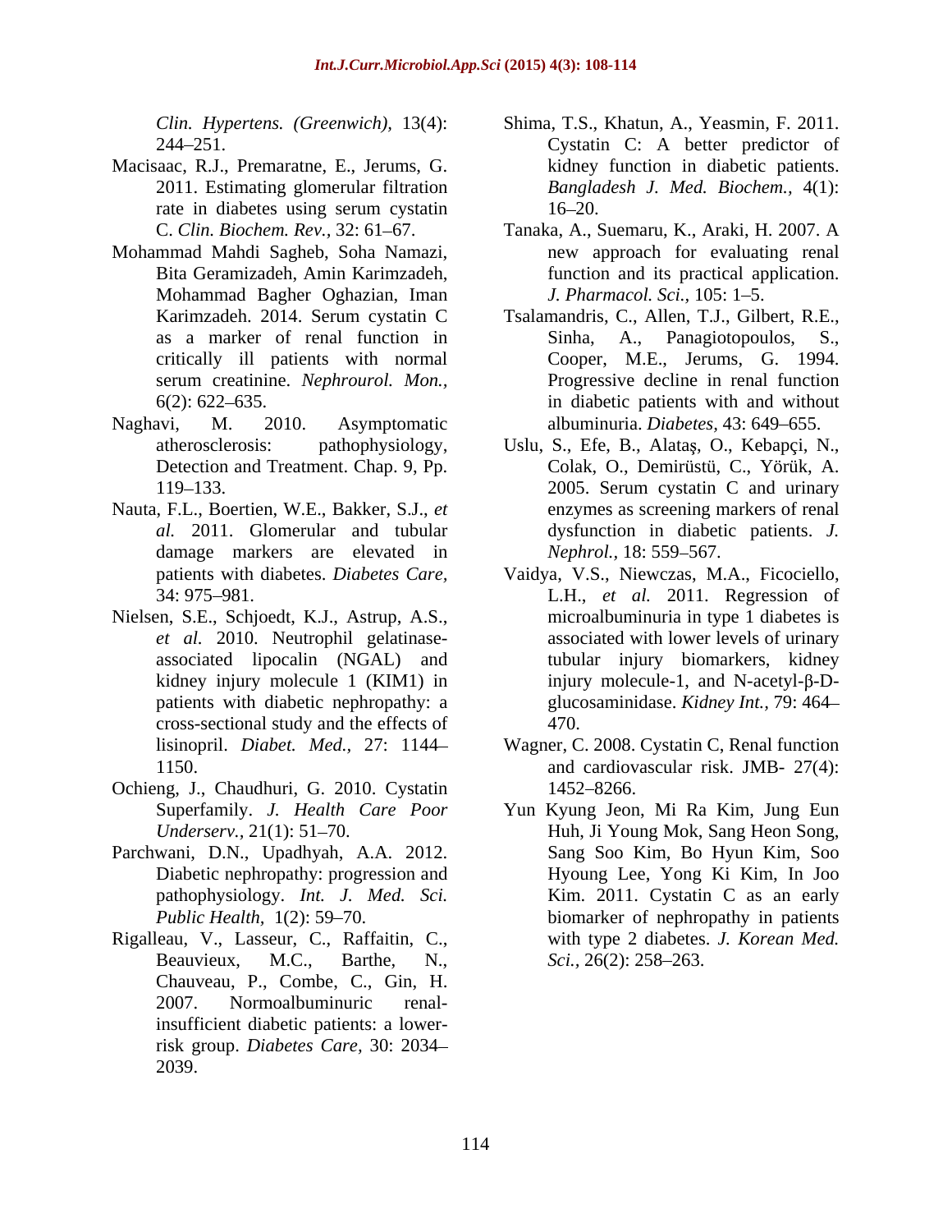*Clin. Hypertens. (Greenwich),* 13(4): 244–251.

Macisaac, R.J., Premaratne, E., Jerums, G. 2011. Estimating glomerular filtration rate in diabetes using serum cystatin C. *Clin. Biochem. Rev.,* 32: 61–67.

Mohammad Mahdi Sagheb, Soha Namazi, Bita Geramizadeh, Amin Karimzadeh, Mohammad Bagher Oghazian, Iman Karimzadeh. 2014. Serum cystatin C as a marker of renal function in critically ill patients with normal serum creatinine. *Nephrourol. Mon.,* 6(2): 622–635.

Naghavi, M. 2010. Asymptomatic atherosclerosis: pathophysiology, Detection and Treatment. Chap. 9, Pp. 119–133.

Nauta, F.L., Boertien, W.E., Bakker, S.J., *et al.* 2011. Glomerular and tubular damage markers are elevated in patients with diabetes. *Diabetes Care,* 34: 975–981.

Nielsen, S.E., Schjoedt, K.J., Astrup, A.S., *et al.* 2010. Neutrophil gelatinase-associated lipocalin (NGAL) and kidney injury molecule 1 (KIM1) in patients with diabetic nephropathy: a cross-sectional study and the effects of lisinopril. *Diabet. Med.,* 27: 1144–1150.

Ochieng, J., Chaudhuri, G. 2010. Cystatin Superfamily. *J. Health Care Poor Underserv.,* 21(1): 51–70.

Parchwani, D.N., Upadhyah, A.A. 2012. Diabetic nephropathy: progression and pathophysiology. *Int. J. Med. Sci. Public Health,* 1(2): 59–70.

Rigalleau, V., Lasseur, C., Raffaitin, C., Beauvieux, M.C., Barthe, N., Chauveau, P., Combe, C., Gin, H. 2007. Normoalbuminuric renal-insufficient diabetic patients: a lower-risk group. *Diabetes Care,* 30: 2034–2039.

Shima, T.S., Khatun, A., Yeasmin, F. 2011. Cystatin C: A better predictor of kidney function in diabetic patients. *Bangladesh J. Med. Biochem.,* 4(1): 16–20.

Tanaka, A., Suemaru, K., Araki, H. 2007. A new approach for evaluating renal function and its practical application. *J. Pharmacol. Sci.,* 105: 1–5.

Tsalamandris, C., Allen, T.J., Gilbert, R.E., Sinha, A., Panagiotopoulos, S., Cooper, M.E., Jerums, G. 1994. Progressive decline in renal function in diabetic patients with and without albuminuria. *Diabetes,* 43: 649–655.

Uslu, S., Efe, B., Alataş, O., Kebapçi, N., Colak, O., Demirüstü, C., Yörük, A. 2005. Serum cystatin C and urinary enzymes as screening markers of renal dysfunction in diabetic patients. *J. Nephrol.,* 18: 559–567.

Vaidya, V.S., Niewczas, M.A., Ficociello, L.H., *et al.* 2011. Regression of microalbuminuria in type 1 diabetes is associated with lower levels of urinary tubular injury biomarkers, kidney injury molecule-1, and N-acetyl-β-D-glucosaminidase. *Kidney Int.,* 79: 464–470.

Wagner, C. 2008. Cystatin C, Renal function and cardiovascular risk. JMB- 27(4): 1452–8266.

Yun Kyung Jeon, Mi Ra Kim, Jung Eun Huh, Ji Young Mok, Sang Heon Song, Sang Soo Kim, Bo Hyun Kim, Soo Hyoung Lee, Yong Ki Kim, In Joo Kim. 2011. Cystatin C as an early biomarker of nephropathy in patients with type 2 diabetes. *J. Korean Med. Sci.,* 26(2): 258–263.